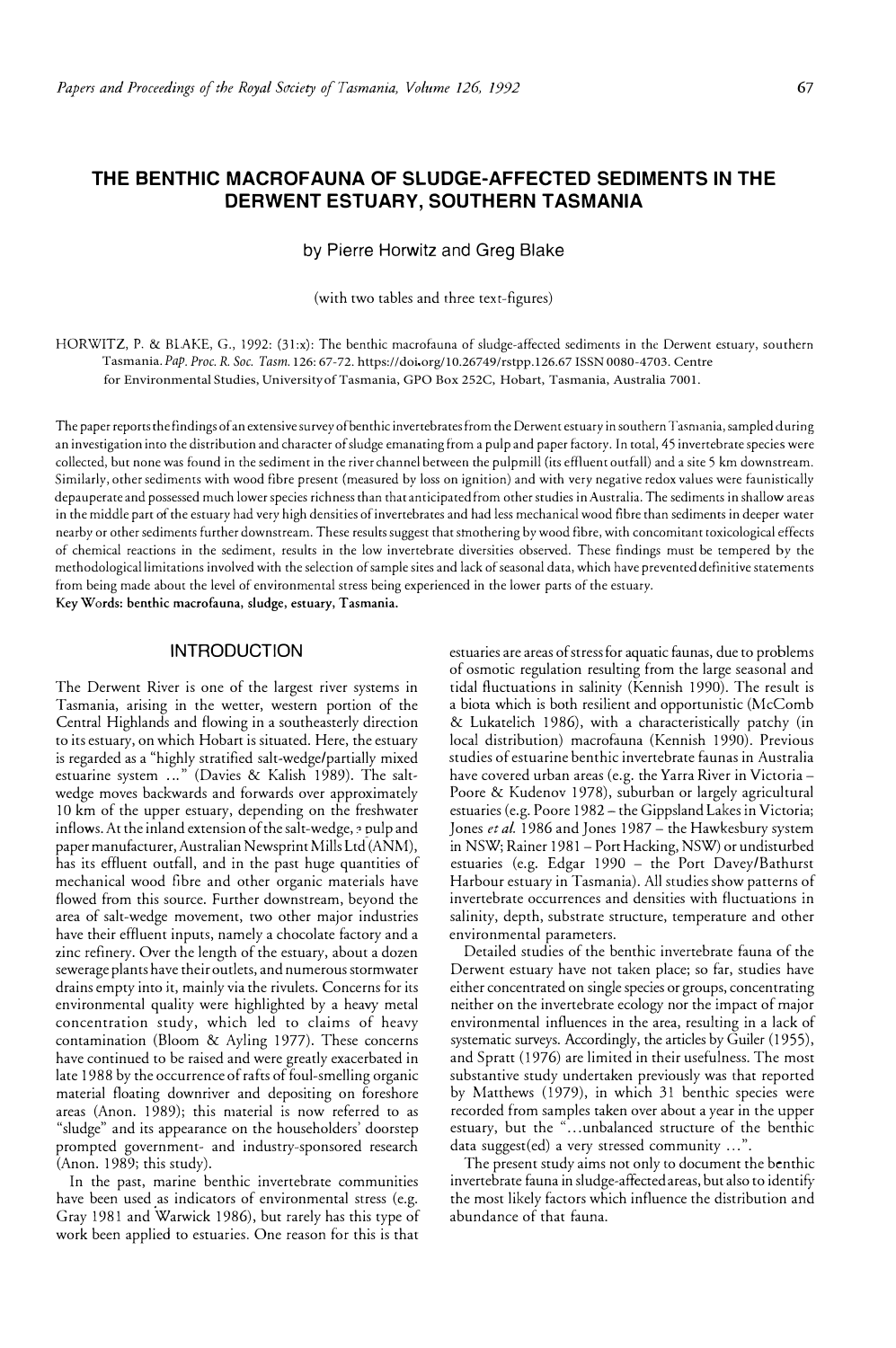# THE BENTHIC MACROFAUNA OF SLUDGE-AFFECTED SEDIMENTS IN THE DERWENT ESTUARY, SOUTHERN TASMANIA

by Pierre Horwitz and Greg Blake

(with two tables and three text-figures)

HORWITZ, P. & BLAKE, G., 1992: (31:x): The benthic macrofauna of sludge-affected sediments in the Derwent estuary, southern Tasmania. *Pap. Proc. R. Soc. Tasm.* 126: 67-72. https://doi.org/10.26749/rstpp.126.67 ISSN 0080-4703. Centre for Environmental Studies, University of Tasmania, GPO Box 252C, Hobart, Tasmania, Australia 7001.

The paper reports the findings of an extensive survey of benthic invertebrates from the Derwent estuary in southern Tasmania, sampled during an investigation into the distribution and character of sludge emanating from a pulp and paper factory. In total, 45 invertebrate species were collected, but none was found in the sediment in the river channel between the pulpmill (its effluent outfall) and a site 5 km downstream. Similarly, other sediments with wood fibre present (measured by loss on ignition) and with very negative redox values were faunistically depauperate and possessed much lower species richness than that anticipated from other studies in Australia. The sediments in shallow areas in the middle part of the estuary had very high densities of invertebrates and had less mechanical wood fibre than sediments in deeper water nearby or other sediments further downstream. These results suggest that smothering by wood fibre, with concomitant toxicological effects of chemical reactions in the sediment, results in the low invertebrate diversities observed. These findings must be tempered by the methodological limitations involved with the selection of sample sites and lack of seasonal data, which have prevented definitive statements from being made about the level of environmental stress being experienced in the lower parts of the estuary.

**Key Words: benthic macrofauna, sludge, estuary, Tasmania.**

## INTRODUCTION

The Derwent River is one of the largest river systems in Tasmania, arising in the wetter, western portion of the Central Highlands and flowing in a southeasterly direction to its estuary, on which Hobart is situated. Here, the estuary is regarded as a "highly stratified salt-wedge/partially mixed estuarine system ..." (Davies & Kalish 1989). The salt-wedge moves backwards and forwards over approximately 10 km of the upper estuary, depending on the freshwater inflows. At the inland extension of the salt-wedge, a pulp and paper manufacturer, Australian Newsprint Mills Ltd (ANM), has its effluent outfall, and in the past huge quantities of mechanical wood fibre and other organic materials have flowed from this source. Further downstream, beyond the area of salt-wedge movement, two other major industries have their effluent inputs, namely a chocolate factory and a zinc refinery. Over the length of the estuary, about a dozen sewerage plants have their outlets, and numerous stormwater drains empty into it, mainly via the rivulets. Concerns for its environmental quality were highlighted by a heavy metal concentration study, which led to claims of heavy contamination (Bloom & Ayling 1977). These concerns have continued to be raised and were greatly exacerbated in late 1988 by the occurrence of rafts of foul-smelling organic material floating downriver and depositing on foreshore areas (Anon. 1989); this material is now referred to as "sludge" and its appearance on the householders' doorstep prompted government- and industry-sponsored research (Anon. 1989; this study).

In the past, marine benthic invertebrate communities have been used as indicators of environmental stress (e.g. Gray 1981 and Warwick 1986), but rarely has this type of work been applied to estuaries. One reason for this is that estuaries are areas of stress for aquatic faunas, due to problems of osmotic regulation resulting from the large seasonal and tidal fluctuations in salinity (Kennish 1990). The result is a biota which is both resilient and opportunistic (McComb & Lukatelich 1986), with a characteristically patchy (in local distribution) macrofauna (Kennish 1990). Previous studies of estuarine benthic invertebrate faunas in Australia have covered urban areas (e.g. the Yarra River in Victoria – Poore & Kudenov 1978), suburban or largely agricultural estuaries (e.g. Poore 1982 – the Gippsland Lakes in Victoria; Jones *et al.* 1986 and Jones 1987 – the Hawkesbury system in NSW; Rainer 1981 – Port Hacking, NSW) or undisturbed estuaries (e.g. Edgar 1990 – the Port Davey/Bathurst Harbour estuary in Tasmania). All studies show patterns of invertebrate occurrences and densities with fluctuations in salinity, depth, substrate structure, temperature and other environmental parameters.

Detailed studies of the benthic invertebrate fauna of the Derwent estuary have not taken place; so far, studies have either concentrated on single species or groups, concentrating neither on the invertebrate ecology nor the impact of major environmental influences in the area, resulting in a lack of systematic surveys. Accordingly, the articles by Guiler (1955), and Spratt (1976) are limited in their usefulness. The most substantive study undertaken previously was that reported by Matthews (1979), in which 31 benthic species were recorded from samples taken over about a year in the upper estuary, but the "...unbalanced structure of the benthic data suggest(ed) a very stressed community ...".

The present study aims not only to document the benthic invertebrate fauna in sludge-affected areas, but also to identify the most likely factors which influence the distribution and abundance of that fauna.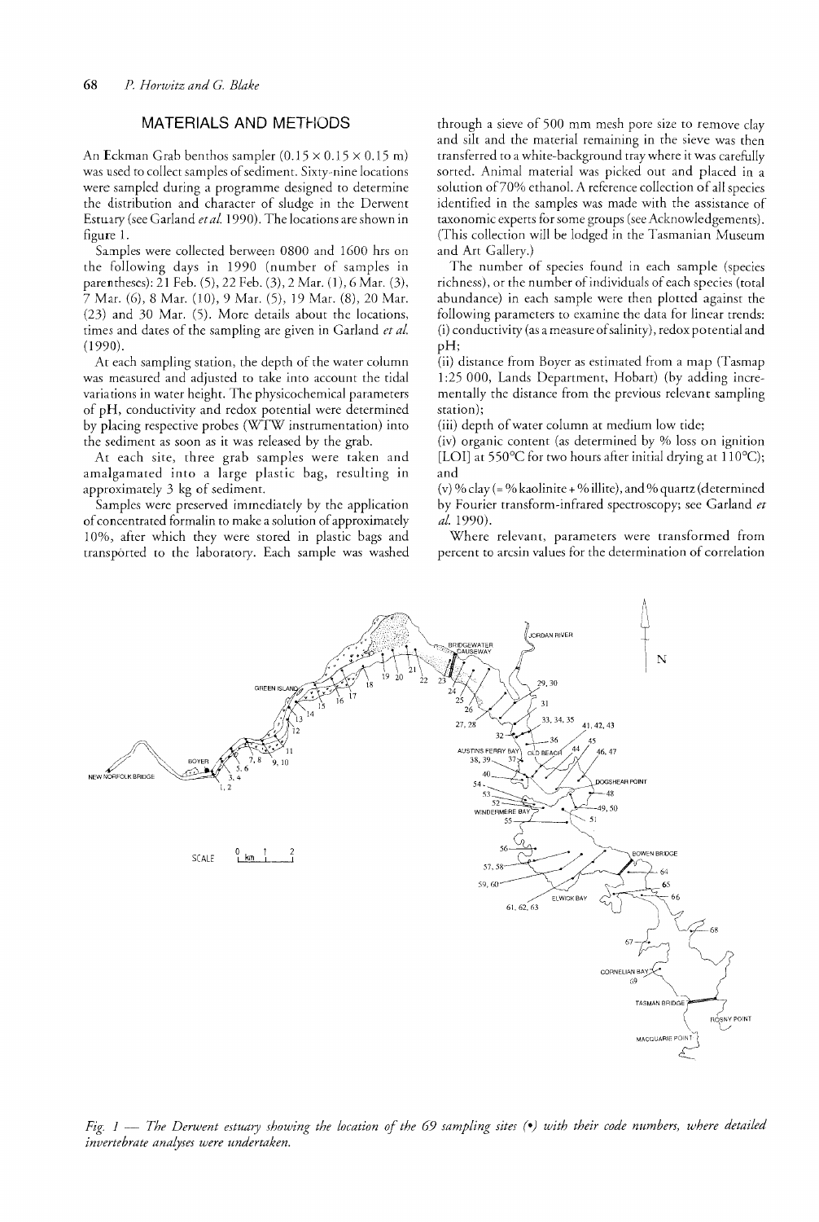## MATERIALS AND METHODS

An Eckman Grab benthos sampler (0.15 × 0.15 × 0.15 m) was used to collect samples of sediment. Sixty-nine locations were sampled during a programme designed to determine the distribution and character of sludge in the Derwent Estuary (see Garland *et al.* 1990). The locations are shown in figure 1.

Samples were collected between 0800 and 1600 hrs on the following days in 1990 (number of samples in parentheses): 21 Feb. (5), 22 Feb. (3), 2 Mar. (1), 6 Mar. (3), 7 Mar. (6), 8 Mar. (10), 9 Mar. (5), 19 Mar. (8), 20 Mar. (23) and 30 Mar. (5). More details about the locations, times and dates of the sampling are given in Garland *et al.* (1990).

At each sampling station, the depth of the water column was measured and adjusted to take into account the tidal variations in water height. The physicochemical parameters of pH, conductivity and redox potential were determined by placing respective probes (WTW instrumentation) into the sediment as soon as it was released by the grab.

At each site, three grab samples were taken and amalgamated into a large plastic bag, resulting in approximately 3 kg of sediment.

Samples were preserved immediately by the application of concentrated formalin to make a solution of approximately 10%, after which they were stored in plastic bags and transported to the laboratory. Each sample was washed through a sieve of 500 mm mesh pore size to remove clay and silt and the material remaining in the sieve was then transferred to a white-background tray where it was carefully sorted. Animal material was picked out and placed in a solution of 70% ethanol. A reference collection of all species identified in the samples was made with the assistance of taxonomic experts for some groups (see Acknowledgements). (This collection will be lodged in the Tasmanian Museum and Art Gallery.)

The number of species found in each sample (species richness), or the number of individuals of each species (total abundance) in each sample were then plotted against the following parameters to examine the data for linear trends:

(i) conductivity (as a measure of salinity), redox potential and pH;

(ii) distance from Boyer as estimated from a map (Tasmap 1:25 000, Lands Department, Hobart) (by adding incrementally the distance from the previous relevant sampling station);

(iii) depth of water column at medium low tide;

(iv) organic content (as determined by % loss on ignition [LOI] at 550°C for two hours after initial drying at 110°C); and

(v) % clay (= % kaolinite + % illite), and % quartz (determined by Fourier transform-infrared spectroscopy; see Garland *et al.* 1990).

Where relevant, parameters were transformed from percent to arcsin values for the determination of correlation

*Fig. 1 — The Derwent estuary showing the location of the 69 sampling sites (•) with their code numbers, where detailed invertebrate analyses were undertaken.*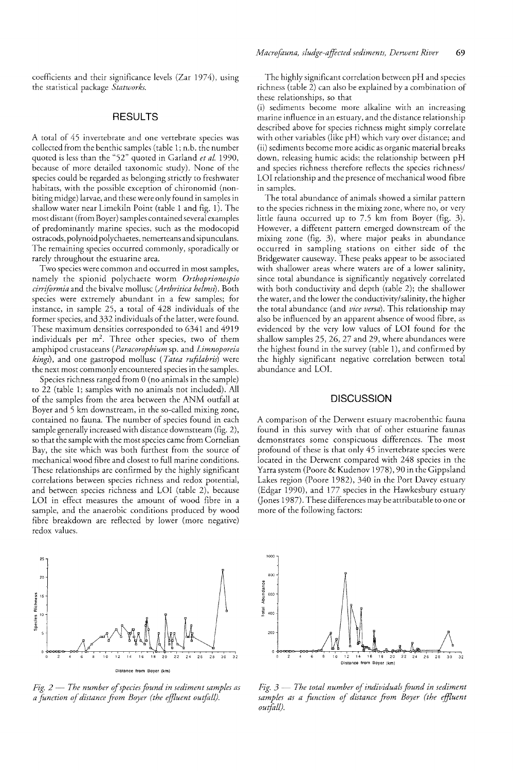coefficients and their significance levels (Zar 1974), using the statistical package *Statworks*.

## RESULTS

A total of 45 invertebrate and one vertebrate species was collected from the benthic samples (table 1; n.b. the number quoted is less than the "52" quoted in Garland *et al.* 1990, because of more detailed taxonomic study). None of the species could be regarded as belonging strictly to freshwater habitats, with the possible exception of chironomid (non-biting midge) larvae, and these were only found in samples in shallow water near Limekiln Point (table 1 and fig. 1). The most distant (from Boyer) samples contained several examples of predominantly marine species, such as the modocopid ostracods, polynoid polychaetes, nemerteans and sipunculans. The remaining species occurred commonly, sporadically or rarely throughout the estuarine area.

Two species were common and occurred in most samples, namely the spionid polychaete worm *Orthoprionospio cirriformia* and the bivalve mollusc (*Arthritica helmsi*). Both species were extremely abundant in a few samples; for instance, in sample 25, a total of 428 individuals of the former species, and 332 individuals of the latter, were found. These maximum densities corresponded to 6341 and 4919 individuals per m$^2$. Three other species, two of them amphipod crustaceans (*Paracorophium* sp. and *Limnoporeia kingi*), and one gastropod mollusc (*Tatea rufilabris*) were the next most commonly encountered species in the samples.

Species richness ranged from 0 (no animals in the sample) to 22 (table 1; samples with no animals not included). All of the samples from the area between the ANM outfall at Boyer and 5 km downstream, in the so-called mixing zone, contained no fauna. The number of species found in each sample generally increased with distance downstream (fig. 2), so that the sample with the most species came from Cornelian Bay, the site which was both furthest from the source of mechanical wood fibre and closest to full marine conditions. These relationships are confirmed by the highly significant correlations between species richness and redox potential, and between species richness and LOI (table 2), because LOI in effect measures the amount of wood fibre in a sample, and the anaerobic conditions produced by wood fibre breakdown are reflected by lower (more negative) redox values.

The highly significant correlation between pH and species richness (table 2) can also be explained by a combination of these relationships, so that

(i) sediments become more alkaline with an increasing marine influence in an estuary, and the distance relationship described above for species richness might simply correlate with other variables (like pH) which vary over distance; and
(ii) sediments become more acidic as organic material breaks down, releasing humic acids; the relationship between pH and species richness therefore reflects the species richness/LOI relationship and the presence of mechanical wood fibre in samples.

The total abundance of animals showed a similar pattern to the species richness in the mixing zone, where no, or very little fauna occurred up to 7.5 km from Boyer (fig. 3). However, a different pattern emerged downstream of the mixing zone (fig. 3), where major peaks in abundance occurred in sampling stations on either side of the Bridgewater causeway. These peaks appear to be associated with shallower areas where waters are of a lower salinity, since total abundance is significantly negatively correlated with both conductivity and depth (table 2); the shallower the water, and the lower the conductivity/salinity, the higher the total abundance (and *vice versa*). This relationship may also be influenced by an apparent absence of wood fibre, as evidenced by the very low values of LOI found for the shallow samples 25, 26, 27 and 29, where abundances were the highest found in the survey (table 1), and confirmed by the highly significant negative correlation between total abundance and LOI.

## DISCUSSION

A comparison of the Derwent estuary macrobenthic fauna found in this survey with that of other estuarine faunas demonstrates some conspicuous differences. The most profound of these is that only 45 invertebrate species were located in the Derwent compared with 248 species in the Yarra system (Poore & Kudenov 1978), 90 in the Gippsland Lakes region (Poore 1982), 340 in the Port Davey estuary (Edgar 1990), and 177 species in the Hawkesbury estuary (Jones 1987). These differences may be attributable to one or more of the following factors:

*Fig. 2 — The number of species found in sediment samples as a function of distance from Boyer (the effluent outfall).*

*Fig. 3 — The total number of individuals found in sediment samples as a function of distance from Boyer (the effluent outfall).*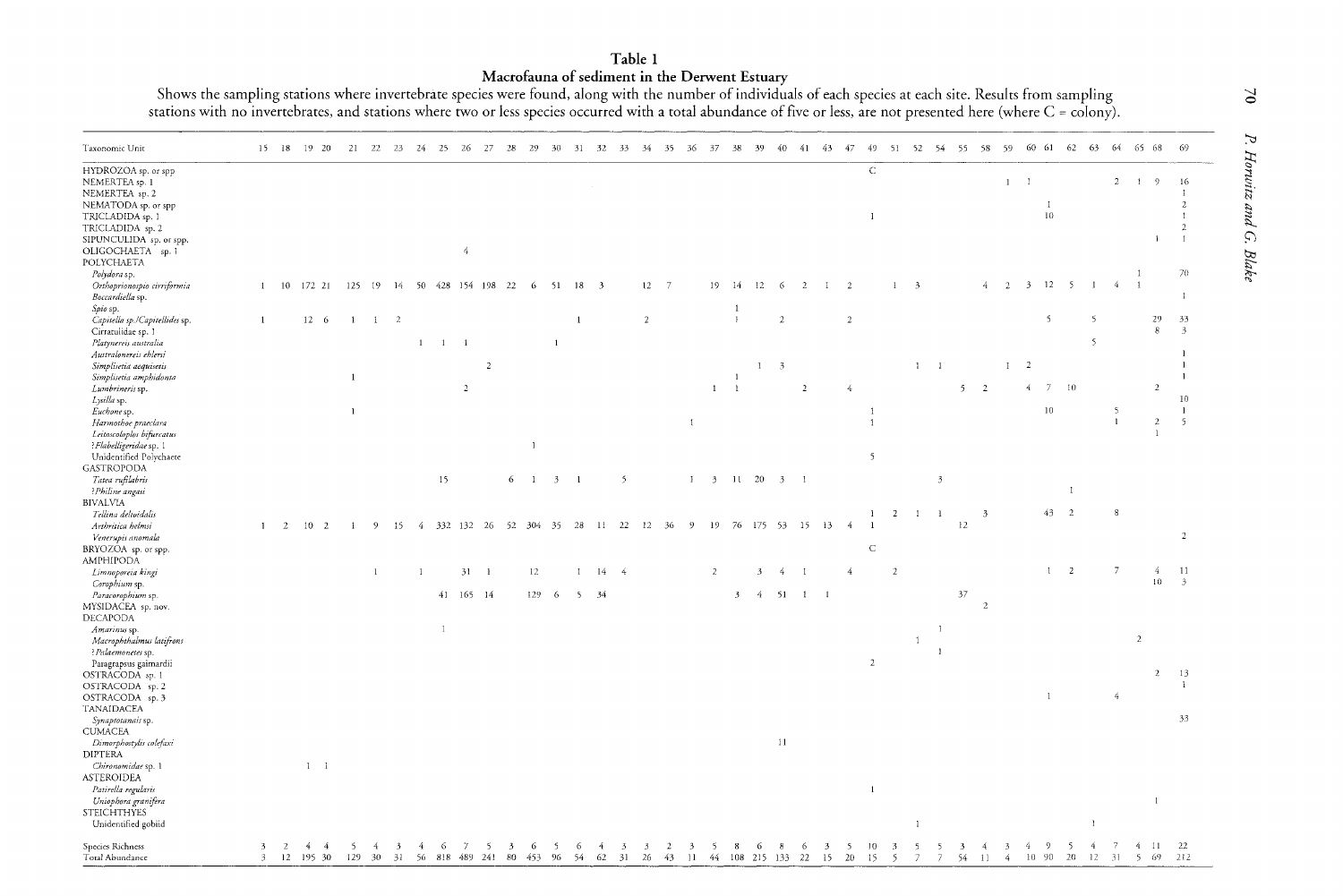## Table 1

### Macrofauna of sediment in the Derwent Estuary

Shows the sampling stations where invertebrate species were found, along with the number of individuals of each species at each site. Results from sampling stations with no invertebrates, and stations where two or less species occurred with a total abundance of five or less, are not presented here (where C = colony).

| Taxonomic Unit | 15 | 18 | 19 | 20 | 21 | 22 | 23 | 24 | 25 | 26 | 27 | 28 | 29 | 30 | 31 | 32 | 33 | 34 | 35 | 36 | 37 | 38 | 39 | 40 | 41 | 43 | 47 | 49 | 51 | 52 | 54 | 55 | 58 | 59 | 60 | 61 | 62 | 63 | 64 | 65 | 68 | 69 |
|---|---|---|---|---|---|---|---|---|---|---|---|---|---|---|---|---|---|---|---|---|---|---|---|---|---|---|---|---|---|---|---|---|---|---|---|---|---|---|---|---|---|---|
| HYDROZOA sp. or spp | | | | | | | | | | | | | | | | | | | | | | | | | | | | C | | | | | | | | | | | | | | |
| NEMERTEA sp. 1 | | | | | | | | | | | | | | | | | | | | | | | | | | | | | | | | | | | 1 | 1 | | | 2 | 1 | 9 | 16 |
| NEMERTEA sp. 2 | | | | | | | | | | | | | | | | | | | | | | | | | | | | | | | | | | | | | | | | | | 1 |
| NEMATODA sp. or spp | | | | | | | | | | | | | | | | | | | | | | | | | | | | | | | | | | | | 1 | | | | | | 2 |
| TRICLADIDA sp. 1 | | | | | | | | | | | | | | | | | | | | | | | | | | | | 1 | | | | | | | | 10 | | | | | | 1 |
| TRICLADIDA sp. 2 | | | | | | | | | | | | | | | | | | | | | | | | | | | | | | | | | | | | | | | | | | 2 |
| SIPUNCULIDA sp. or spp. | | | | | | | | | | | | | | | | | | | | | | | | | | | | | | | | | | | | | | | | | 1 | 1 |
| OLIGOCHAETA sp. 1 | | | | | | | | | | 4 | | | | | | | | | | | | | | | | | | | | | | | | | | | | | | | | |
| POLYCHAETA | | | | | | | | | | | | | | | | | | | | | | | | | | | | | | | | | | | | | | | | | | |
| *Polydora* sp. | | | | | | | | | | | | | | | | | | | | | | | | | | | | | | | | | | | | | | | | 1 | | 70 |
| *Orthoprionospio cirriformia* | 1 | 10 | 172 | 21 | 125 | 19 | 14 | 50 | 428 | 154 | 198 | 22 | 6 | 51 | 18 | 3 | | 12 | 7 | | 19 | 14 | 12 | 6 | 2 | 1 | 2 | | 1 | 3 | | | 4 | 2 | 3 | 12 | 5 | 1 | 4 | 1 | | |
| *Boccardiella* sp. | | | | | | | | | | | | | | | | | | | | | | | | | | | | | | | | | | | | | | | | | | 1 |
| *Spio* sp. | | | | | | | | | | | | | | | | | | | | | | 1 | | | | | | | | | | | | | | | | | | | | |
| *Capitella* sp./*Capitellides* sp. | 1 | | 12 | 6 | 1 | 1 | 2 | | | | | | | | 1 | | | 2 | | | | 1 | | 2 | | | 2 | | | | | | | | | 5 | | 5 | | | 29 | 33 |
| Cirratulidae sp. 1 | | | | | | | | | | | | | | | | | | | | | | | | | | | | | | | | | | | | | | | | | 8 | 3 |
| *Platynereis australia* | | | | | | | | 1 | 1 | 1 | | | | 1 | | | | | | | | | | | | | | | | | | | | | | | | 5 | | | | |
| *Australonereis ehlersi* | | | | | | | | | | | | | | | | | | | | | | | | | | | | | | | | | | | | | | | | | | 1 |
| *Simplisetia aequisetis* | | | | | | | | | | | 2 | | | | | | | | | | | | 1 | 3 | | | | | | 1 | 1 | | | 1 | 2 | | | | | | | 1 |
| *Simplisetia amphidonta* | | | | | 1 | | | | | | | | | | | | | | | | | 1 | | | | | | | | | | | | | | | | | | | | 1 |
| *Lumbrineris* sp. | | | | | | | | | | 2 | | | | | | | | | | | 1 | 1 | | | 2 | | 4 | | | | | 5 | 2 | | 4 | 7 | 10 | | | | 2 | |
| *Lysilla* sp. | | | | | | | | | | | | | | | | | | | | | | | | | | | | | | | | | | | | | | | | | | 10 |
| *Euchone* sp. | | | | | 1 | | | | | | | | | | | | | | | | | | | | | | | 1 | | | | | | | | 10 | | | 5 | | | 1 |
| *Harmothoe praeclara* | | | | | | | | | | | | | | | | | | | | 1 | | | | | | | | 1 | | | | | | | | | | | 1 | | 2 | 5 |
| *Leitoscoloplos bifurcatus* | | | | | | | | | | | | | | | | | | | | | | | | | | | | | | | | | | | | | | | | | 1 | |
| ?*Flabelligeridae* sp. 1 | | | | | | | | | | | | | 1 | | | | | | | | | | | | | | | | | | | | | | | | | | | | | |
| Unidentified Polychaete | | | | | | | | | | | | | | | | | | | | | | | | | | | | 5 | | | | | | | | | | | | | | |
| GASTROPODA | | | | | | | | | | | | | | | | | | | | | | | | | | | | | | | | | | | | | | | | | | |
| *Tatea rufilabris* | | | | | | | | | 15 | | | 6 | 1 | 3 | 1 | | 5 | | | 1 | 3 | 11 | 20 | 3 | 1 | | | | | | 3 | | | | | | | | | | | |
| ?*Philine angasi* | | | | | | | | | | | | | | | | | | | | | | | | | | | | | | | | | | | | | 1 | | | | | |
| BIVALVIA | | | | | | | | | | | | | | | | | | | | | | | | | | | | | | | | | | | | | | | | | | |
| *Tellina deltoidalis* | | | | | | | | | | | | | | | | | | | | | | | | | | | | 1 | 2 | 1 | 1 | | 3 | | | 43 | 2 | | 8 | | | |
| *Arthritica helmsi* | 1 | 2 | 10 | 2 | 1 | 9 | 15 | 4 | 332 | 132 | 26 | 52 | 304 | 35 | 28 | 11 | 22 | 12 | 36 | 9 | 19 | 76 | 175 | 53 | 15 | 13 | 4 | 1 | | | | 12 | | | | | | | | | | |
| *Venerupis anomala* | | | | | | | | | | | | | | | | | | | | | | | | | | | | | | | | | | | | | | | | | | 2 |
| BRYOZOA sp. or spp. | | | | | | | | | | | | | | | | | | | | | | | | | | | | C | | | | | | | | | | | | | | |
| AMPHIPODA | | | | | | | | | | | | | | | | | | | | | | | | | | | | | | | | | | | | | | | | | | |
| *Limnoporeia kingi* | | | | | | 1 | | 1 | | 31 | 1 | | 12 | | 1 | 14 | 4 | | | | 2 | | 3 | 4 | 1 | | 4 | | 2 | | | | | | | 1 | 2 | | 7 | | 4 | 11 |
| *Corophium* sp. | | | | | | | | | | | | | | | | | | | | | | | | | | | | | | | | | | | | | | | | | 10 | 3 |
| *Paracorophium* sp. | | | | | | | | | 41 | 165 | 14 | | 129 | 6 | 5 | 34 | | | | | | 3 | 4 | 51 | 1 | 1 | | | | | | 37 | | | | | | | | | | |
| MYSIDACEA sp. nov. | | | | | | | | | | | | | | | | | | | | | | | | | | | | | | | | | 2 | | | | | | | | | |
| DECAPODA | | | | | | | | | | | | | | | | | | | | | | | | | | | | | | | | | | | | | | | | | | |
| *Amarinus* sp. | | | | | | | | | 1 | | | | | | | | | | | | | | | | | | | | | | 1 | | | | | | | | | | | |
| *Macrophthalmus latifrons* | | | | | | | | | | | | | | | | | | | | | | | | | | | | | | 1 | | | | | | | | | | 2 | | |
| ?*Palaemonetes* sp. | | | | | | | | | | | | | | | | | | | | | | | | | | | | | | | 1 | | | | | | | | | | | |
| Paragrapsus gaimardii | | | | | | | | | | | | | | | | | | | | | | | | | | | | 2 | | | | | | | | | | | | | | |
| OSTRACODA sp. 1 | | | | | | | | | | | | | | | | | | | | | | | | | | | | | | | | | | | | | | | | | 2 | 13 |
| OSTRACODA sp. 2 | | | | | | | | | | | | | | | | | | | | | | | | | | | | | | | | | | | | | | | | | | 1 |
| OSTRACODA sp. 3 | | | | | | | | | | | | | | | | | | | | | | | | | | | | | | | | | | | | 1 | | | 4 | | | |
| TANAIDACEA | | | | | | | | | | | | | | | | | | | | | | | | | | | | | | | | | | | | | | | | | | |
| *Synaptotanais* sp. | | | | | | | | | | | | | | | | | | | | | | | | | | | | | | | | | | | | | | | | | | 33 |
| CUMACEA | | | | | | | | | | | | | | | | | | | | | | | | | | | | | | | | | | | | | | | | | | |
| *Dimorphostylis colefaxi* | | | | | | | | | | | | | | | | | | | | | | | | 11 | | | | | | | | | | | | | | | | | | |
| DIPTERA | | | | | | | | | | | | | | | | | | | | | | | | | | | | | | | | | | | | | | | | | | |
| *Chironomidae* sp. 1 | | | 1 | 1 | | | | | | | | | | | | | | | | | | | | | | | | | | | | | | | | | | | | | | |
| ASTEROIDEA | | | | | | | | | | | | | | | | | | | | | | | | | | | | | | | | | | | | | | | | | | |
| *Patiriella regularis* | | | | | | | | | | | | | | | | | | | | | | | | | | | | 1 | | | | | | | | | | | | | | |
| *Uniophora granifera* | | | | | | | | | | | | | | | | | | | | | | | | | | | | | | | | | | | | | | | | | 1 | |
| STEICHTHYES | | | | | | | | | | | | | | | | | | | | | | | | | | | | | | | | | | | | | | | | | | |
| Unidentified gobiid | | | | | | | | | | | | | | | | | | | | | | | | | | | | | | 1 | | | | | | | | 1 | | | | |
| Species Richness | 3 | 2 | 4 | 4 | 5 | 4 | 3 | 4 | 6 | 7 | 5 | 3 | 6 | 5 | 6 | 4 | 3 | 3 | 2 | 3 | 5 | 8 | 6 | 8 | 6 | 3 | 5 | 10 | 3 | 5 | 5 | 3 | 4 | 3 | 4 | 9 | 5 | 4 | 7 | 4 | 11 | 22 |
| Total Abundance | 3 | 12 | 195 | 30 | 129 | 30 | 31 | 56 | 818 | 489 | 241 | 80 | 453 | 96 | 54 | 62 | 31 | 26 | 43 | 11 | 44 | 108 | 215 | 133 | 22 | 15 | 20 | 15 | 5 | 7 | 7 | 54 | 11 | 4 | 10 | 90 | 20 | 12 | 31 | 5 | 69 | 212 |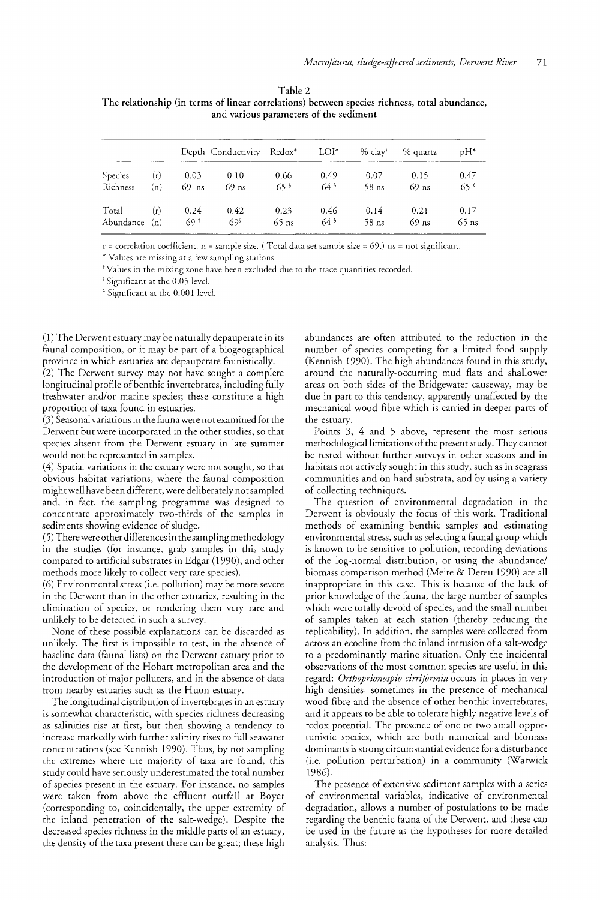Table 2
The relationship (in terms of linear correlations) between species richness, total abundance, and various parameters of the sediment

| | | Depth | Conductivity | Redox* | LOI* | % clay† | % quartz | pH* |
|---|---|---|---|---|---|---|---|---|
| Species | (r) | 0.03 | 0.10 | 0.66 | 0.49 | 0.07 | 0.15 | 0.47 |
| Richness | (n) | 69 ns | 69 ns | 65 § | 64 § | 58 ns | 69 ns | 65 § |
| Total | (r) | 0.24 | 0.42 | 0.23 | 0.46 | 0.14 | 0.21 | 0.17 |
| Abundance | (n) | 69 ‡ | 69§ | 65 ns | 64 § | 58 ns | 69 ns | 65 ns |

r = correlation coefficient. n = sample size. ( Total data set sample size = 69.) ns = not significant.

\* Values are missing at a few sampling stations.

† Values in the mixing zone have been excluded due to the trace quantities recorded.

‡ Significant at the 0.05 level.

§ Significant at the 0.001 level.

(1) The Derwent estuary may be naturally depauperate in its faunal composition, or it may be part of a biogeographical province in which estuaries are depauperate faunistically.

(2) The Derwent survey may not have sought a complete longitudinal profile of benthic invertebrates, including fully freshwater and/or marine species; these constitute a high proportion of taxa found in estuaries.

(3) Seasonal variations in the fauna were not examined for the Derwent but were incorporated in the other studies, so that species absent from the Derwent estuary in late summer would not be represented in samples.

(4) Spatial variations in the estuary were not sought, so that obvious habitat variations, where the faunal composition might well have been different, were deliberately not sampled and, in fact, the sampling programme was designed to concentrate approximately two-thirds of the samples in sediments showing evidence of sludge.

(5) There were other differences in the sampling methodology in the studies (for instance, grab samples in this study compared to artificial substrates in Edgar (1990), and other methods more likely to collect very rare species).

(6) Environmental stress (i.e. pollution) may be more severe in the Derwent than in the other estuaries, resulting in the elimination of species, or rendering them very rare and unlikely to be detected in such a survey.

None of these possible explanations can be discarded as unlikely. The first is impossible to test, in the absence of baseline data (faunal lists) on the Derwent estuary prior to the development of the Hobart metropolitan area and the introduction of major polluters, and in the absence of data from nearby estuaries such as the Huon estuary.

The longitudinal distribution of invertebrates in an estuary is somewhat characteristic, with species richness decreasing as salinities rise at first, but then showing a tendency to increase markedly with further salinity rises to full seawater concentrations (see Kennish 1990). Thus, by not sampling the extremes where the majority of taxa are found, this study could have seriously underestimated the total number of species present in the estuary. For instance, no samples were taken from above the effluent outfall at Boyer (corresponding to, coincidentally, the upper extremity of the inland penetration of the salt-wedge). Despite the decreased species richness in the middle parts of an estuary, the density of the taxa present there can be great; these high abundances are often attributed to the reduction in the number of species competing for a limited food supply (Kennish 1990). The high abundances found in this study, around the naturally-occurring mud flats and shallower areas on both sides of the Bridgewater causeway, may be due in part to this tendency, apparently unaffected by the mechanical wood fibre which is carried in deeper parts of the estuary.

Points 3, 4 and 5 above, represent the most serious methodological limitations of the present study. They cannot be tested without further surveys in other seasons and in habitats not actively sought in this study, such as in seagrass communities and on hard substrata, and by using a variety of collecting techniques.

The question of environmental degradation in the Derwent is obviously the focus of this work. Traditional methods of examining benthic samples and estimating environmental stress, such as selecting a faunal group which is known to be sensitive to pollution, recording deviations of the log-normal distribution, or using the abundance/biomass comparison method (Meire & Dereu 1990) are all inappropriate in this case. This is because of the lack of prior knowledge of the fauna, the large number of samples which were totally devoid of species, and the small number of samples taken at each station (thereby reducing the replicability). In addition, the samples were collected from across an ecocline from the inland intrusion of a salt-wedge to a predominantly marine situation. Only the incidental observations of the most common species are useful in this regard: *Orthoprionospio cirriformia* occurs in places in very high densities, sometimes in the presence of mechanical wood fibre and the absence of other benthic invertebrates, and it appears to be able to tolerate highly negative levels of redox potential. The presence of one or two small opportunistic species, which are both numerical and biomass dominants is strong circumstantial evidence for a disturbance (i.e. pollution perturbation) in a community (Warwick 1986).

The presence of extensive sediment samples with a series of environmental variables, indicative of environmental degradation, allows a number of postulations to be made regarding the benthic fauna of the Derwent, and these can be used in the future as the hypotheses for more detailed analysis. Thus: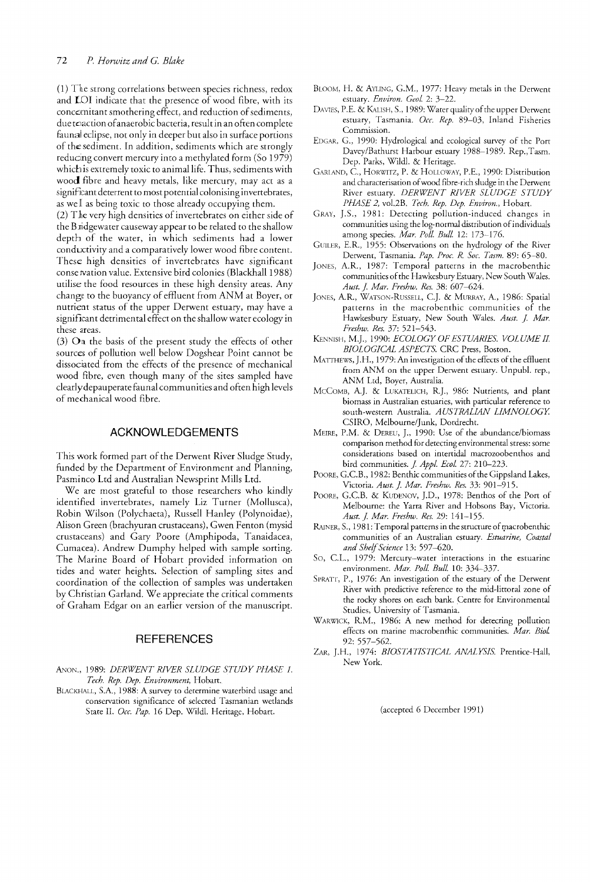(1) The strong correlations between species richness, redox and LOI indicate that the presence of wood fibre, with its concomitant smothering effect, and reduction of sediments, due to action of anaerobic bacteria, result in an often complete faunal eclipse, not only in deeper but also in surface portions of the sediment. In addition, sediments which are strongly reducing convert mercury into a methylated form (So 1979) which is extremely toxic to animal life. Thus, sediments with wood fibre and heavy metals, like mercury, may act as a significant deterrent to most potential colonising invertebrates, as well as being toxic to those already occupying them.

(2) The very high densities of invertebrates on either side of the Bridgewater causeway appear to be related to the shallow depth of the water, in which sediments had a lower conductivity and a comparatively lower wood fibre content. These high densities of invertebrates have significant conservation value. Extensive bird colonies (Blackhall 1988) utilise the food resources in these high density areas. Any change to the buoyancy of effluent from ANM at Boyer, or nutrient status of the upper Derwent estuary, may have a significant detrimental effect on the shallow water ecology in these areas.

(3) On the basis of the present study the effects of other sources of pollution well below Dogshear Point cannot be dissociated from the effects of the presence of mechanical wood fibre, even though many of the sites sampled have clearly depauperate faunal communities and often high levels of mechanical wood fibre.

## ACKNOWLEDGEMENTS

This work formed part of the Derwent River Sludge Study, funded by the Department of Environment and Planning, Pasminco Ltd and Australian Newsprint Mills Ltd.

We are most grateful to those researchers who kindly identified invertebrates, namely Liz Turner (Mollusca), Robin Wilson (Polychaeta), Russell Hanley (Polynoidae), Alison Green (brachyuran crustaceans), Gwen Fenton (mysid crustaceans) and Gary Poore (Amphipoda, Tanaidacea, Cumacea). Andrew Dumphy helped with sample sorting. The Marine Board of Hobart provided information on tides and water heights. Selection of sampling sites and coordination of the collection of samples was undertaken by Christian Garland. We appreciate the critical comments of Graham Edgar on an earlier version of the manuscript.

## REFERENCES

ANON., 1989: *DERWENT RIVER SLUDGE STUDY PHASE 1. Tech. Rep. Dep. Environment*, Hobart.

BLACKHALL, S.A., 1988: A survey to determine waterbird usage and conservation significance of selected Tasmanian wetlands State II. *Occ. Pap.* 16 Dep. Wildl. Heritage, Hobart.

BLOOM, H. & AYLING, G.M., 1977: Heavy metals in the Derwent estuary. *Environ. Geol.* 2: 3–22.

DAVIES, P.E. & KALISH, S., 1989: Water quality of the upper Derwent estuary, Tasmania. *Occ. Rep.* 89–03, Inland Fisheries Commission.

EDGAR, G., 1990: Hydrological and ecological survey of the Port Davey/Bathurst Harbour estuary 1988–1989. Rep.,Tasm. Dep. Parks, Wildl. & Heritage.

GARLAND, C., HORWITZ, P. & HOLLOWAY, P.E., 1990: Distribution and characterisation of wood fibre-rich sludge in the Derwent River estuary. *DERWENT RIVER SLUDGE STUDY PHASE 2*, vol.2B. *Tech. Rep. Dep. Environ.*, Hobart.

GRAY, J.S., 1981: Detecting pollution-induced changes in communities using the log-normal distribution of individuals among species. *Mar. Poll. Bull.* 12: 173–176.

GUILER, E.R., 1955: Observations on the hydrology of the River Derwent, Tasmania. *Pap. Proc. R. Soc. Tasm.* 89: 65–80.

JONES, A.R., 1987: Temporal patterns in the macrobenthic communities of the Hawkesbury Estuary, New South Wales. *Aust. J. Mar. Freshw. Res.* 38: 607–624.

JONES, A.R., WATSON-RUSSELL, C.J. & MURRAY, A., 1986: Spatial patterns in the macrobenthic communities of the Hawkesbury Estuary, New South Wales. *Aust. J. Mar. Freshw. Res.* 37: 521–543.

KENNISH, M.J., 1990: *ECOLOGY OF ESTUARIES. VOLUME II. BIOLOGICAL ASPECTS.* CRC Press, Boston.

MATTHEWS, J.H., 1979: An investigation of the effects of the effluent from ANM on the upper Derwent estuary. Unpubl. rep., ANM Ltd, Boyer, Australia.

MCCOMB, A.J. & LUKATELICH, R.J., 986: Nutrients, and plant biomass in Australian estuaries, with particular reference to south-western Australia. *AUSTRALIAN LIMNOLOGY.* CSIRO, Melbourne/Junk, Dordrecht.

MEIRE, P.M. & DEREU, J., 1990: Use of the abundance/biomass comparison method for detecting environmental stress: some considerations based on intertidal macrozoobenthos and bird communities. *J. Appl. Ecol.* 27: 210–223.

POORE, G.C.B., 1982: Benthic communities of the Gippsland Lakes, Victoria. *Aust. J. Mar. Freshw. Res.* 33: 901–915.

POORE, G.C.B. & KUDENOV, J.D., 1978: Benthos of the Port of Melbourne: the Yarra River and Hobsons Bay, Victoria. *Aust. J. Mar. Freshw. Res.* 29: 141–155.

RAINER, S., 1981: Temporal patterns in the structure of macrobenthic communities of an Australian estuary. *Estuarine, Coastal and Shelf Science* 13: 597–620.

SO, C.L., 1979: Mercury–water interactions in the estuarine environment. *Mar. Poll. Bull.* 10: 334–337.

SPRATT, P., 1976: An investigation of the estuary of the Derwent River with predictive reference to the mid-littoral zone of the rocky shores on each bank. Centre for Environmental Studies, University of Tasmania.

WARWICK, R.M., 1986: A new method for detecting pollution effects on marine macrobenthic communities. *Mar. Biol.* 92: 557–562.

ZAR, J.H., 1974: *BIOSTATISTICAL ANALYSIS.* Prentice-Hall, New York.

(accepted 6 December 1991)